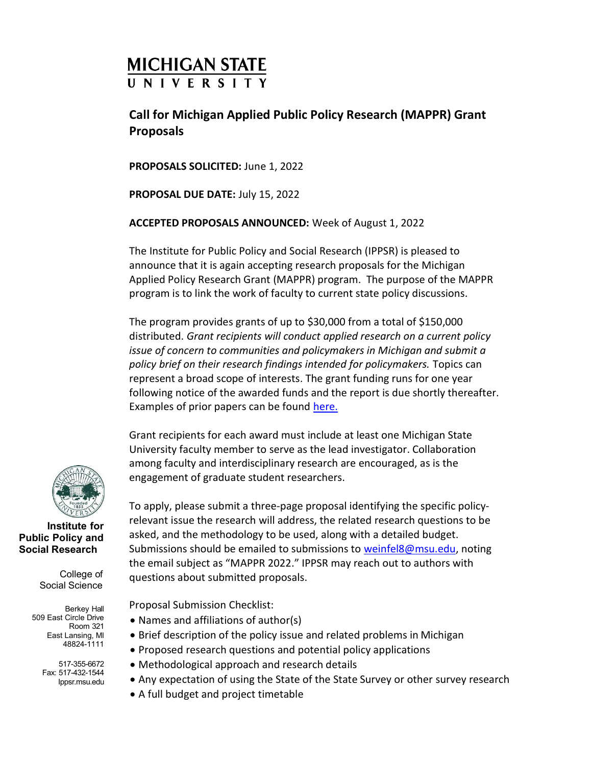MICHIGAN STATE UNIVERSITY

# Call for Michigan Applied Public Policy Research (MAPPR) Grant Proposals

**PROPOSALS SOLICITED:** June 1, 2022

**PROPOSAL DUE DATE:** July 15, 2022

**ACCEPTED PROPOSALS ANNOUNCED:** Week of August 1, 2022

The Institute for Public Policy and Social Research (IPPSR) is pleased to announce that it is again accepting research proposals for the Michigan Applied Policy Research Grant (MAPPR) program. The purpose of the MAPPR program is to link the work of faculty to current state policy discussions.

The program provides grants of up to $30,000 from a total of $150,000 distributed. *Grant recipients will conduct applied research on a current policy issue of concern to communities and policymakers in Michigan and submit a policy brief on their research findings intended for policymakers.* Topics can represent a broad scope of interests. The grant funding runs for one year following notice of the awarded funds and the report is due shortly thereafter. Examples of prior papers can be found here.

Grant recipients for each award must include at least one Michigan State University faculty member to serve as the lead investigator. Collaboration among faculty and interdisciplinary research are encouraged, as is the engagement of graduate student researchers.

To apply, please submit a three-page proposal identifying the specific policy-relevant issue the research will address, the related research questions to be asked, and the methodology to be used, along with a detailed budget. Submissions should be emailed to submissions to weinfel8@msu.edu, noting the email subject as "MAPPR 2022." IPPSR may reach out to authors with questions about submitted proposals.

Proposal Submission Checklist:

- Names and affiliations of author(s)
- Brief description of the policy issue and related problems in Michigan
- Proposed research questions and potential policy applications
- Methodological approach and research details
- Any expectation of using the State of the State Survey or other survey research
- A full budget and project timetable

**Institute for Public Policy and Social Research**

College of Social Science

Berkey Hall
509 East Circle Drive
Room 321
East Lansing, MI
48824-1111

517-355-6672
Fax: 517-432-1544
Ippsr.msu.edu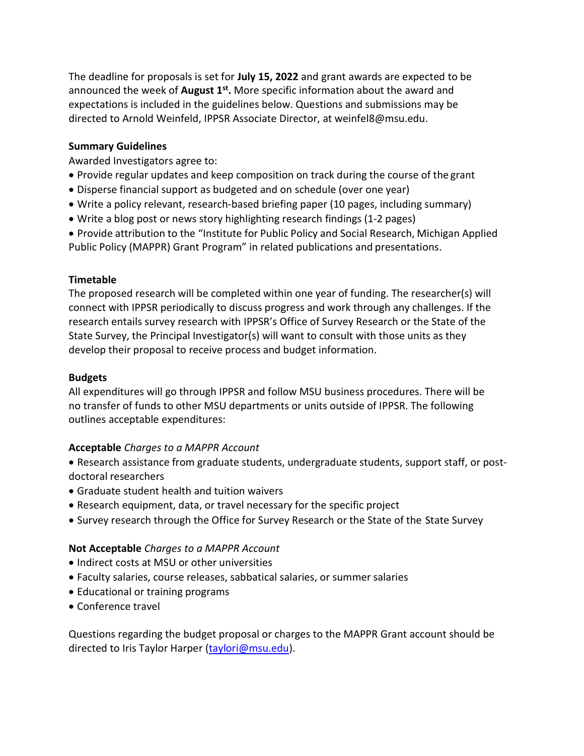The deadline for proposals is set for **July 15, 2022** and grant awards are expected to be announced the week of **August 1st.** More specific information about the award and expectations is included in the guidelines below. Questions and submissions may be directed to Arnold Weinfeld, IPPSR Associate Director, at weinfel8@msu.edu.

**Summary Guidelines**

Awarded Investigators agree to:

- Provide regular updates and keep composition on track during the course of the grant
- Disperse financial support as budgeted and on schedule (over one year)
- Write a policy relevant, research-based briefing paper (10 pages, including summary)
- Write a blog post or news story highlighting research findings (1-2 pages)
- Provide attribution to the "Institute for Public Policy and Social Research, Michigan Applied Public Policy (MAPPR) Grant Program" in related publications and presentations.

**Timetable**

The proposed research will be completed within one year of funding. The researcher(s) will connect with IPPSR periodically to discuss progress and work through any challenges. If the research entails survey research with IPPSR's Office of Survey Research or the State of the State Survey, the Principal Investigator(s) will want to consult with those units as they develop their proposal to receive process and budget information.

**Budgets**

All expenditures will go through IPPSR and follow MSU business procedures. There will be no transfer of funds to other MSU departments or units outside of IPPSR. The following outlines acceptable expenditures:

**Acceptable** *Charges to a MAPPR Account*

- Research assistance from graduate students, undergraduate students, support staff, or post-doctoral researchers
- Graduate student health and tuition waivers
- Research equipment, data, or travel necessary for the specific project
- Survey research through the Office for Survey Research or the State of the State Survey

**Not Acceptable** *Charges to a MAPPR Account*

- Indirect costs at MSU or other universities
- Faculty salaries, course releases, sabbatical salaries, or summer salaries
- Educational or training programs
- Conference travel

Questions regarding the budget proposal or charges to the MAPPR Grant account should be directed to Iris Taylor Harper (taylori@msu.edu).